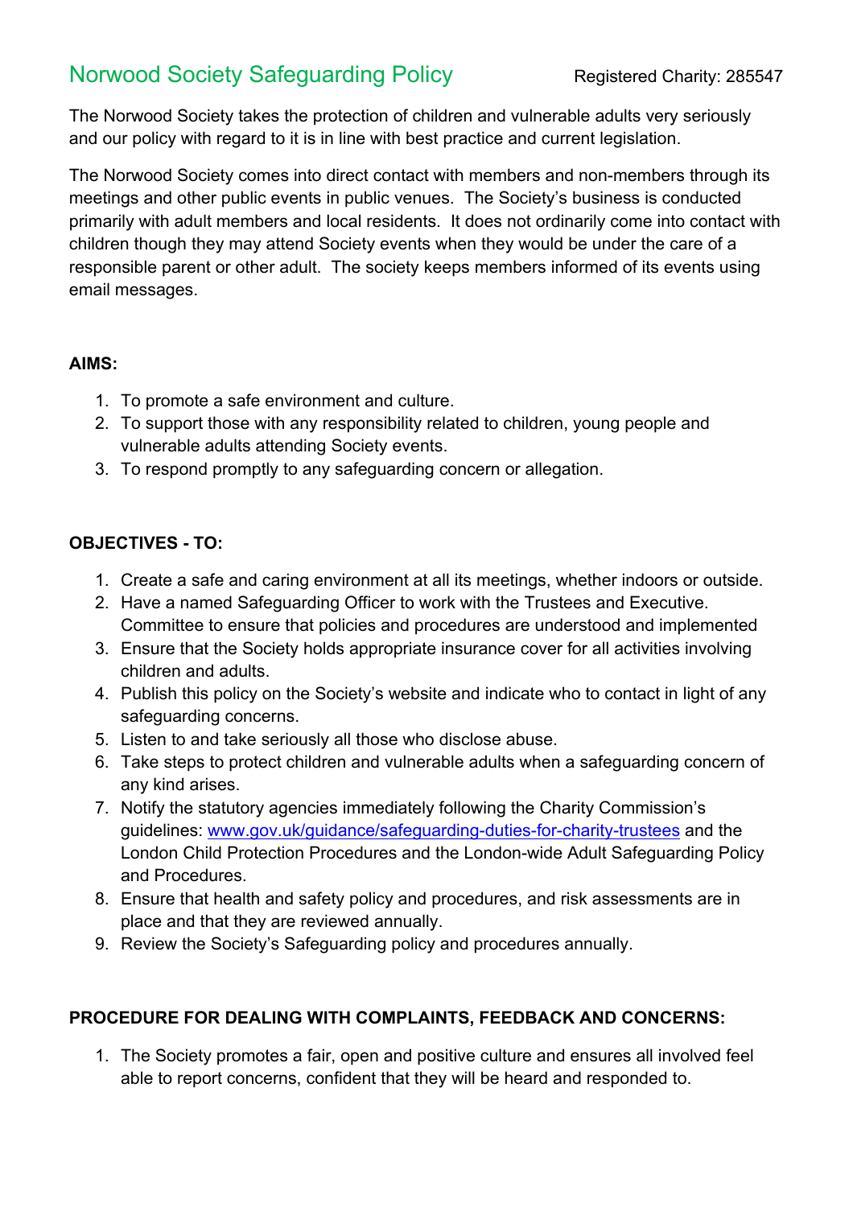# Norwood Society Safeguarding Policy

Registered Charity: 285547

The Norwood Society takes the protection of children and vulnerable adults very seriously and our policy with regard to it is in line with best practice and current legislation.

The Norwood Society comes into direct contact with members and non-members through its meetings and other public events in public venues. The Society's business is conducted primarily with adult members and local residents. It does not ordinarily come into contact with children though they may attend Society events when they would be under the care of a responsible parent or other adult. The society keeps members informed of its events using email messages.

**AIMS:**

1. To promote a safe environment and culture.
2. To support those with any responsibility related to children, young people and vulnerable adults attending Society events.
3. To respond promptly to any safeguarding concern or allegation.

**OBJECTIVES - TO:**

1. Create a safe and caring environment at all its meetings, whether indoors or outside.
2. Have a named Safeguarding Officer to work with the Trustees and Executive. Committee to ensure that policies and procedures are understood and implemented
3. Ensure that the Society holds appropriate insurance cover for all activities involving children and adults.
4. Publish this policy on the Society's website and indicate who to contact in light of any safeguarding concerns.
5. Listen to and take seriously all those who disclose abuse.
6. Take steps to protect children and vulnerable adults when a safeguarding concern of any kind arises.
7. Notify the statutory agencies immediately following the Charity Commission's guidelines: [www.gov.uk/guidance/safeguarding-duties-for-charity-trustees](http://www.gov.uk/guidance/safeguarding-duties-for-charity-trustees) and the London Child Protection Procedures and the London-wide Adult Safeguarding Policy and Procedures.
8. Ensure that health and safety policy and procedures, and risk assessments are in place and that they are reviewed annually.
9. Review the Society's Safeguarding policy and procedures annually.

**PROCEDURE FOR DEALING WITH COMPLAINTS, FEEDBACK AND CONCERNS:**

1. The Society promotes a fair, open and positive culture and ensures all involved feel able to report concerns, confident that they will be heard and responded to.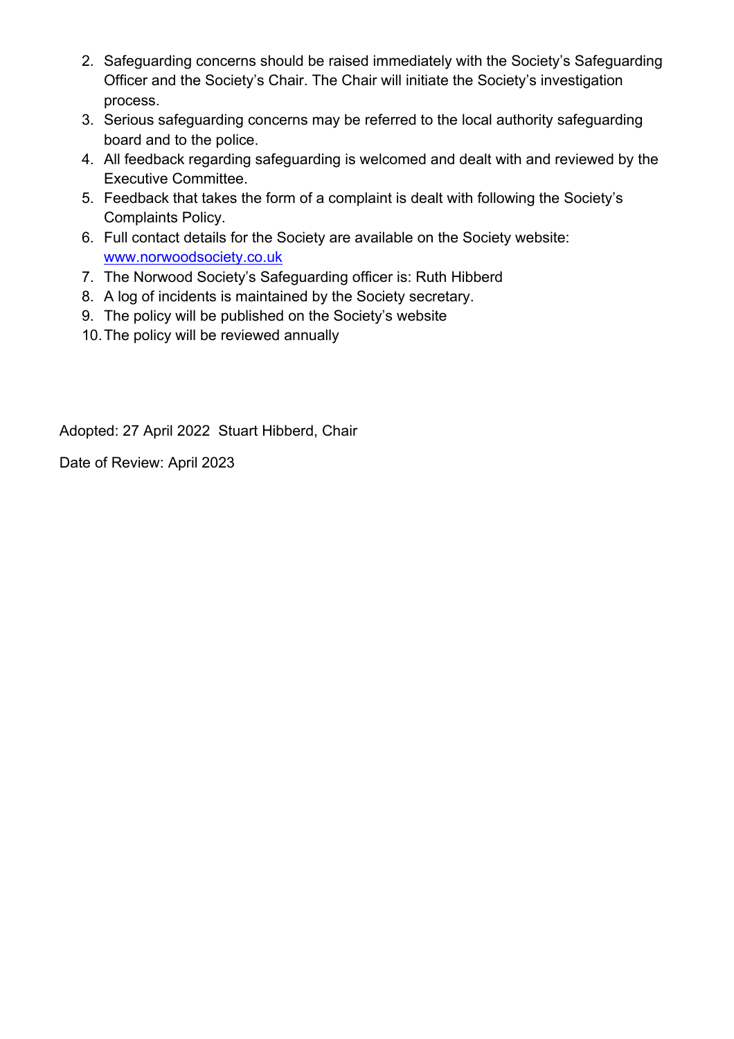2. Safeguarding concerns should be raised immediately with the Society's Safeguarding Officer and the Society's Chair. The Chair will initiate the Society's investigation process.
3. Serious safeguarding concerns may be referred to the local authority safeguarding board and to the police.
4. All feedback regarding safeguarding is welcomed and dealt with and reviewed by the Executive Committee.
5. Feedback that takes the form of a complaint is dealt with following the Society's Complaints Policy.
6. Full contact details for the Society are available on the Society website: [www.norwoodsociety.co.uk](http://www.norwoodsociety.co.uk)
7. The Norwood Society's Safeguarding officer is: Ruth Hibberd
8. A log of incidents is maintained by the Society secretary.
9. The policy will be published on the Society's website
10. The policy will be reviewed annually

Adopted: 27 April 2022 Stuart Hibberd, Chair

Date of Review: April 2023